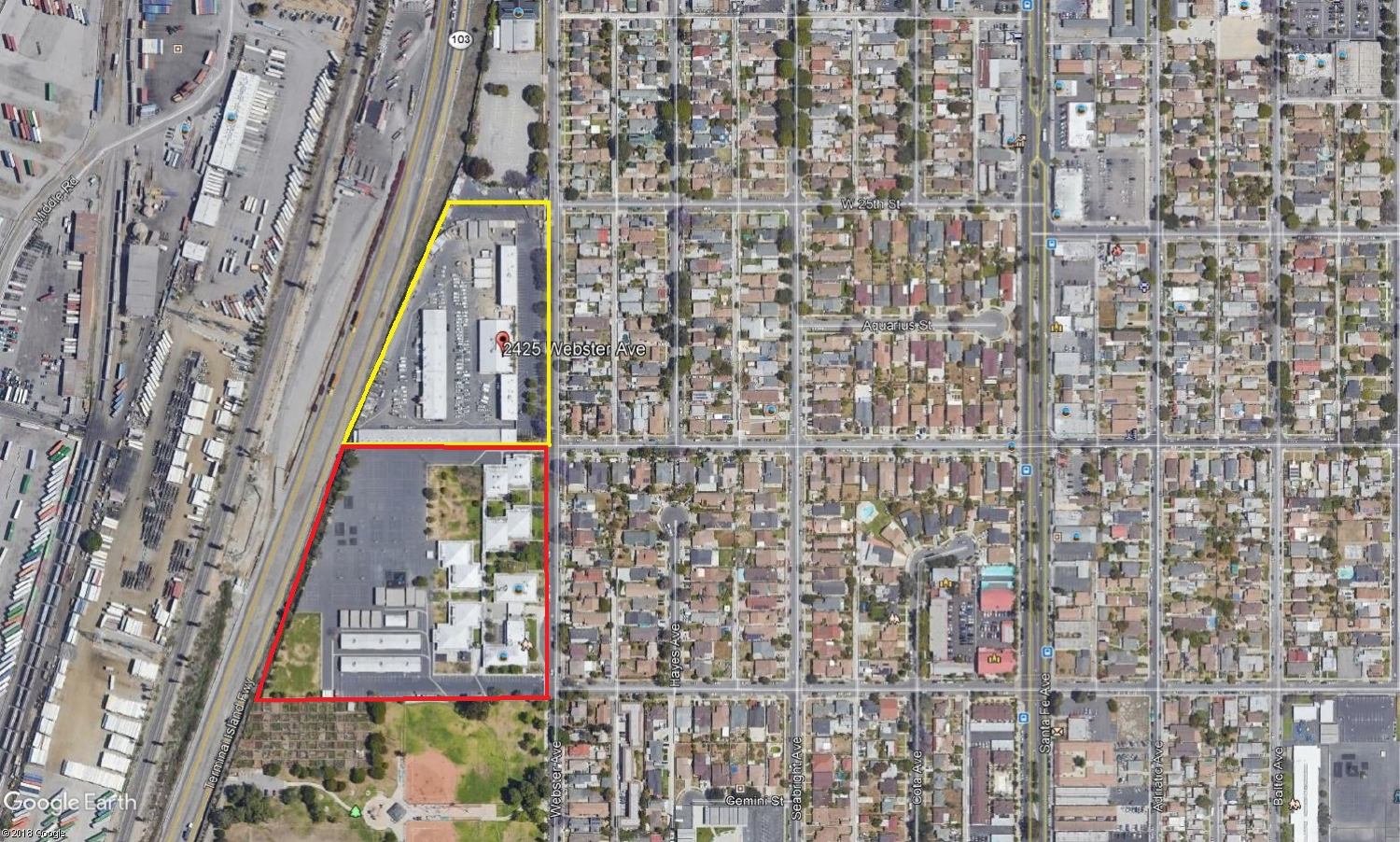2425 Webster Ave

W 25th St

Aquarius St

Webster Ave

Hayes Ave

Seabright Ave

Cota Ave

Santa Fe Ave

Adriatic Ave

Baltic Ave

Gemini St

Terminal Island Fwy

Middle Rd

103

Google Earth

© 2018 Google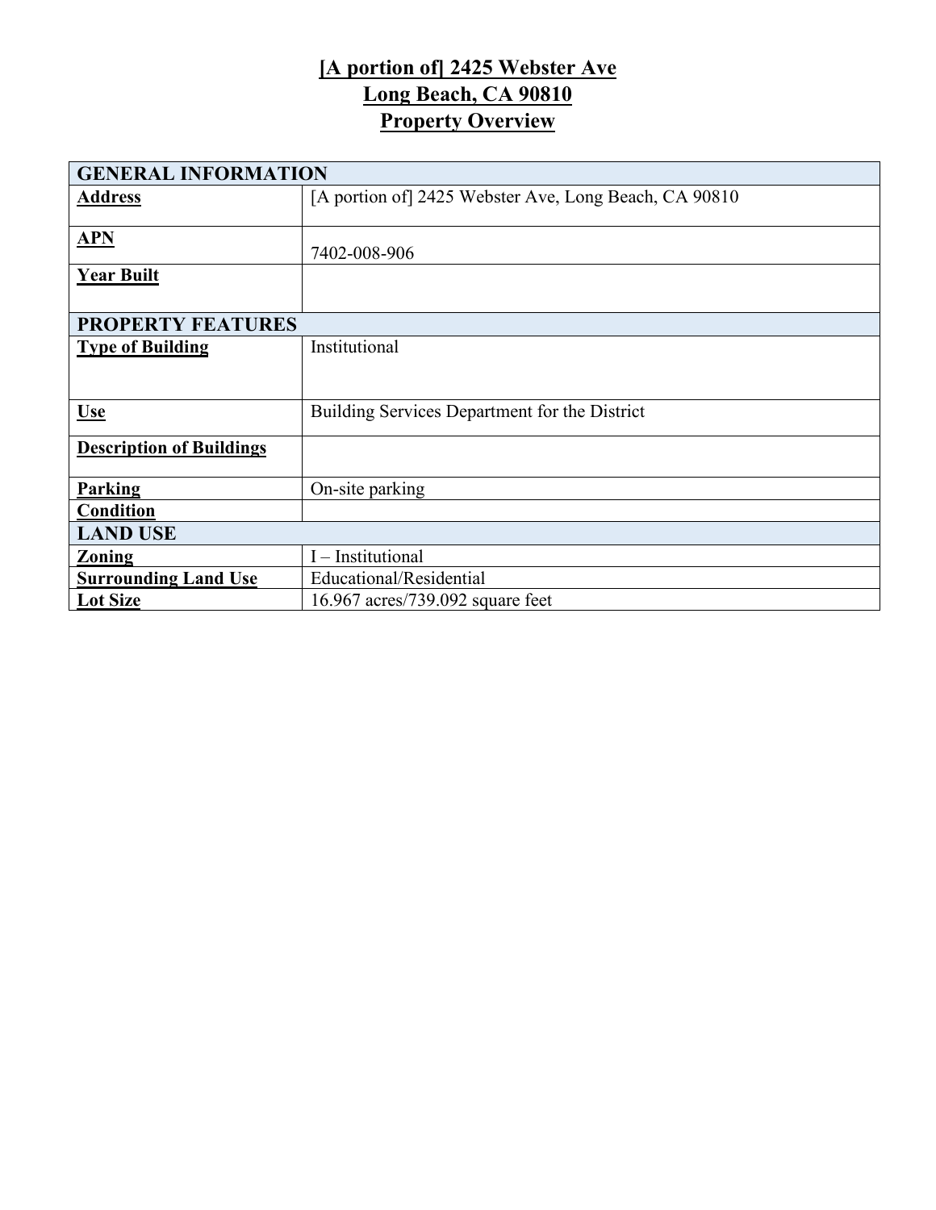# [A portion of] 2425 Webster Ave
# Long Beach, CA 90810
# Property Overview

| GENERAL INFORMATION | |
|---|---|
| **Address** | [A portion of] 2425 Webster Ave, Long Beach, CA 90810 |
| **APN** | 7402-008-906 |
| **Year Built** | |
| **PROPERTY FEATURES** | |
| **Type of Building** | Institutional |
| **Use** | Building Services Department for the District |
| **Description of Buildings** | |
| **Parking** | On-site parking |
| **Condition** | |
| **LAND USE** | |
| **Zoning** | I – Institutional |
| **Surrounding Land Use** | Educational/Residential |
| **Lot Size** | 16.967 acres/739.092 square feet |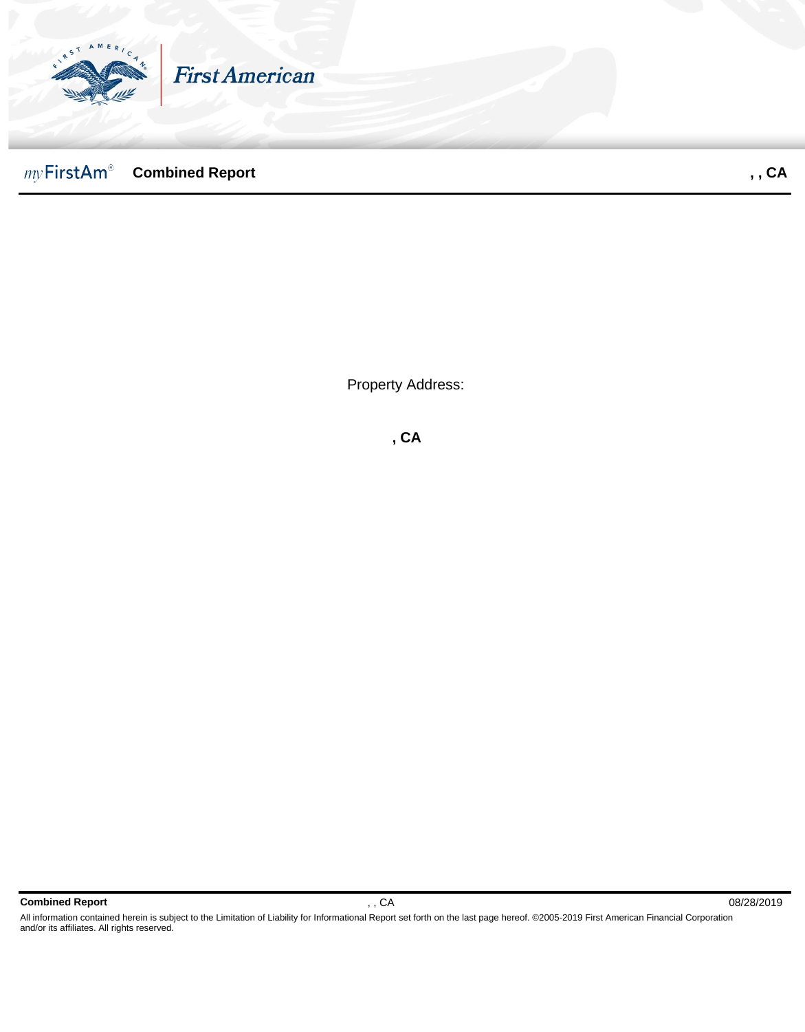# First American

## myFirstAm® Combined Report

Property Address:

**, CA**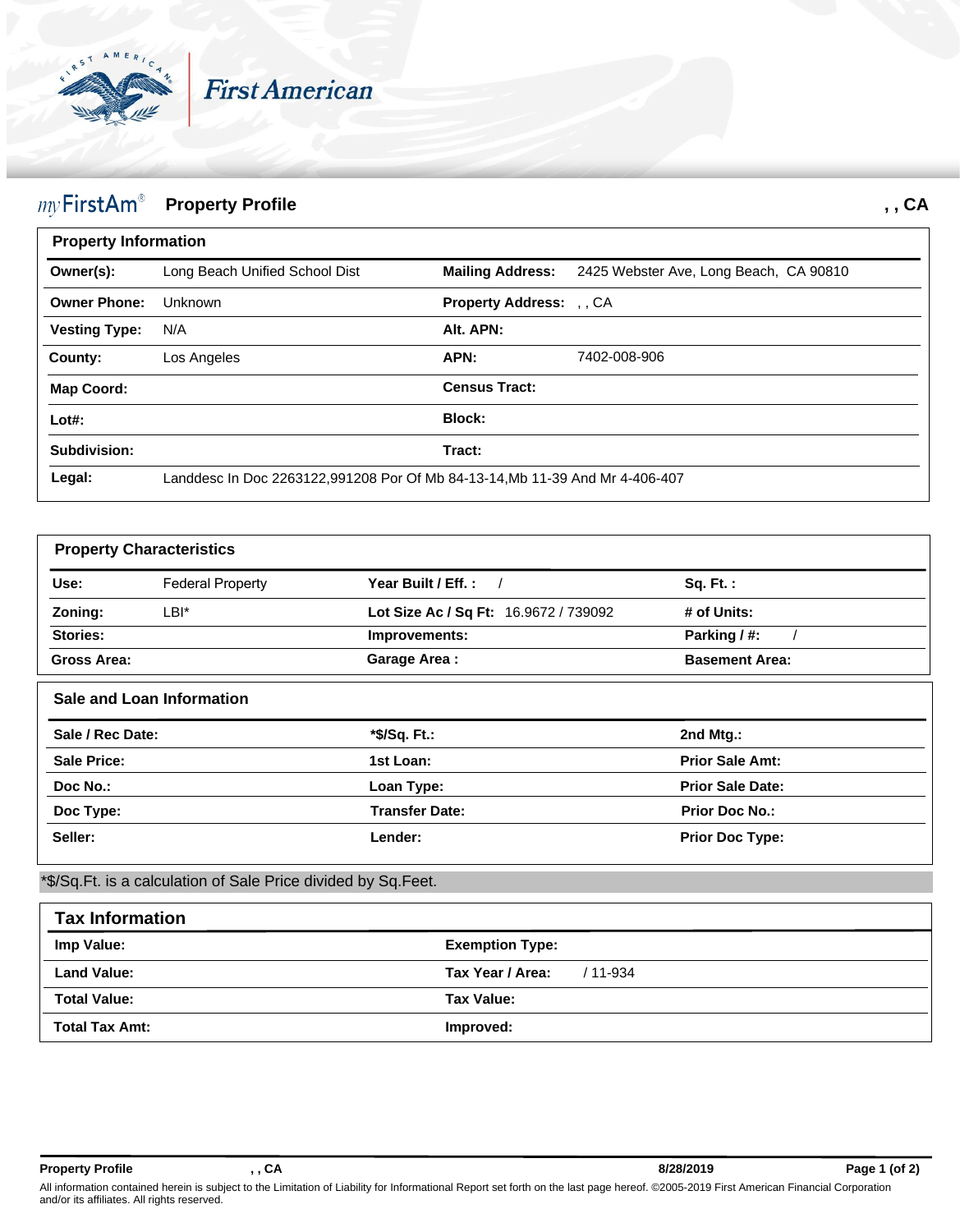First American

# myFirstAm® Property Profile

**, , CA**

## Property Information

| | | | |
|---|---|---|---|
| **Owner(s):** | Long Beach Unified School Dist | **Mailing Address:** | 2425 Webster Ave, Long Beach, CA 90810 |
| **Owner Phone:** | Unknown | **Property Address:** | , , CA |
| **Vesting Type:** | N/A | **Alt. APN:** | |
| **County:** | Los Angeles | **APN:** | 7402-008-906 |
| **Map Coord:** | | **Census Tract:** | |
| **Lot#:** | | **Block:** | |
| **Subdivision:** | | **Tract:** | |
| **Legal:** | Landdesc In Doc 2263122,991208 Por Of Mb 84-13-14,Mb 11-39 And Mr 4-406-407 | | |

## Property Characteristics

| | | | | | |
|---|---|---|---|---|---|
| **Use:** | Federal Property | **Year Built / Eff. :** | / | **Sq. Ft. :** | |
| **Zoning:** | LBI* | **Lot Size Ac / Sq Ft:** | 16.9672 / 739092 | **# of Units:** | |
| **Stories:** | | **Improvements:** | | **Parking / #:** | / |
| **Gross Area:** | | **Garage Area :** | | **Basement Area:** | |

## Sale and Loan Information

| | | | | | |
|---|---|---|---|---|---|
| **Sale / Rec Date:** | | ***$/Sq. Ft.:** | | **2nd Mtg.:** | |
| **Sale Price:** | | **1st Loan:** | | **Prior Sale Amt:** | |
| **Doc No.:** | | **Loan Type:** | | **Prior Sale Date:** | |
| **Doc Type:** | | **Transfer Date:** | | **Prior Doc No.:** | |
| **Seller:** | | **Lender:** | | **Prior Doc Type:** | |

*$/Sq.Ft. is a calculation of Sale Price divided by Sq.Feet.

## Tax Information

| | | | |
|---|---|---|---|
| **Imp Value:** | | **Exemption Type:** | |
| **Land Value:** | | **Tax Year / Area:** | / 11-934 |
| **Total Value:** | | **Tax Value:** | |
| **Total Tax Amt:** | | **Improved:** | |

All information contained herein is subject to the Limitation of Liability for Informational Report set forth on the last page hereof. ©2005-2019 First American Financial Corporation and/or its affiliates. All rights reserved.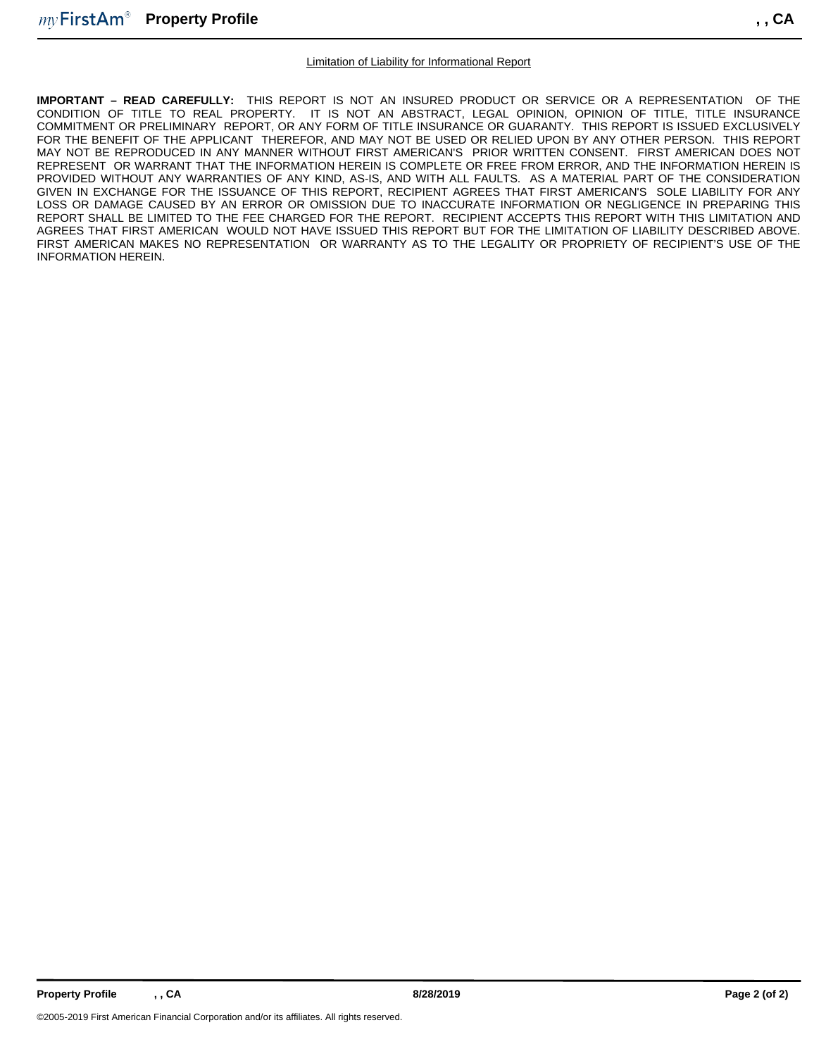Limitation of Liability for Informational Report

**IMPORTANT – READ CAREFULLY:** THIS REPORT IS NOT AN INSURED PRODUCT OR SERVICE OR A REPRESENTATION OF THE CONDITION OF TITLE TO REAL PROPERTY. IT IS NOT AN ABSTRACT, LEGAL OPINION, OPINION OF TITLE, TITLE INSURANCE COMMITMENT OR PRELIMINARY REPORT, OR ANY FORM OF TITLE INSURANCE OR GUARANTY. THIS REPORT IS ISSUED EXCLUSIVELY FOR THE BENEFIT OF THE APPLICANT THEREFOR, AND MAY NOT BE USED OR RELIED UPON BY ANY OTHER PERSON. THIS REPORT MAY NOT BE REPRODUCED IN ANY MANNER WITHOUT FIRST AMERICAN'S PRIOR WRITTEN CONSENT. FIRST AMERICAN DOES NOT REPRESENT OR WARRANT THAT THE INFORMATION HEREIN IS COMPLETE OR FREE FROM ERROR, AND THE INFORMATION HEREIN IS PROVIDED WITHOUT ANY WARRANTIES OF ANY KIND, AS-IS, AND WITH ALL FAULTS. AS A MATERIAL PART OF THE CONSIDERATION GIVEN IN EXCHANGE FOR THE ISSUANCE OF THIS REPORT, RECIPIENT AGREES THAT FIRST AMERICAN'S SOLE LIABILITY FOR ANY LOSS OR DAMAGE CAUSED BY AN ERROR OR OMISSION DUE TO INACCURATE INFORMATION OR NEGLIGENCE IN PREPARING THIS REPORT SHALL BE LIMITED TO THE FEE CHARGED FOR THE REPORT. RECIPIENT ACCEPTS THIS REPORT WITH THIS LIMITATION AND AGREES THAT FIRST AMERICAN WOULD NOT HAVE ISSUED THIS REPORT BUT FOR THE LIMITATION OF LIABILITY DESCRIBED ABOVE. FIRST AMERICAN MAKES NO REPRESENTATION OR WARRANTY AS TO THE LEGALITY OR PROPRIETY OF RECIPIENT'S USE OF THE INFORMATION HEREIN.

©2005-2019 First American Financial Corporation and/or its affiliates. All rights reserved.